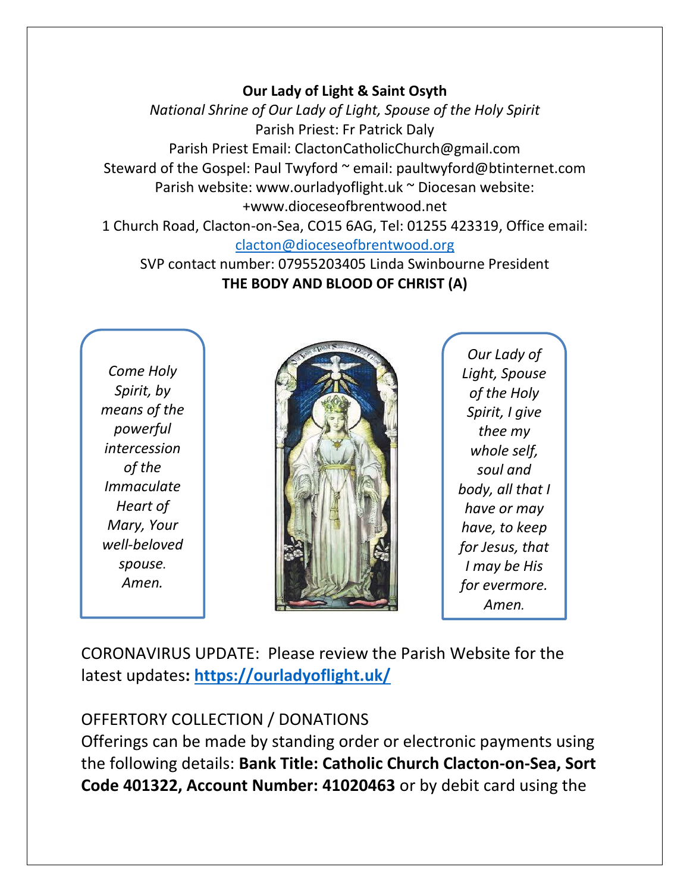**Our Lady of Light & Saint Osyth**

*National Shrine of Our Lady of Light, Spouse of the Holy Spirit*

Parish Priest: Fr Patrick Daly

Parish Priest Email: ClactonCatholicChurch@gmail.com

Steward of the Gospel: Paul Twyford ~ email: paultwyford@btinternet.com

Parish website: www.ourladyoflight.uk ~ Diocesan website: +www.dioceseofbrentwood.net

1 Church Road, Clacton-on-Sea, CO15 6AG, Tel: 01255 423319, Office email: [clacton@dioceseofbrentwood.org](mailto:clacton@dioceseofbrentwood.org)

SVP contact number: 07955203405 Linda Swinbourne President

**THE BODY AND BLOOD OF CHRIST (A)**

*Come Holy Spirit, by means of the powerful intercession of the Immaculate Heart of Mary, Your well-beloved spouse. Amen.*

*Our Lady of Light, Spouse of the Holy Spirit, I give thee my whole self, soul and body, all that I have or may have, to keep for Jesus, that I may be His for evermore. Amen.*

CORONAVIRUS UPDATE: Please review the Parish Website for the latest updates**: [https://ourladyoflight.uk/](https://ourladyoflight.uk/)**

OFFERTORY COLLECTION / DONATIONS

Offerings can be made by standing order or electronic payments using the following details: **Bank Title: Catholic Church Clacton-on-Sea, Sort Code 401322, Account Number: 41020463** or by debit card using the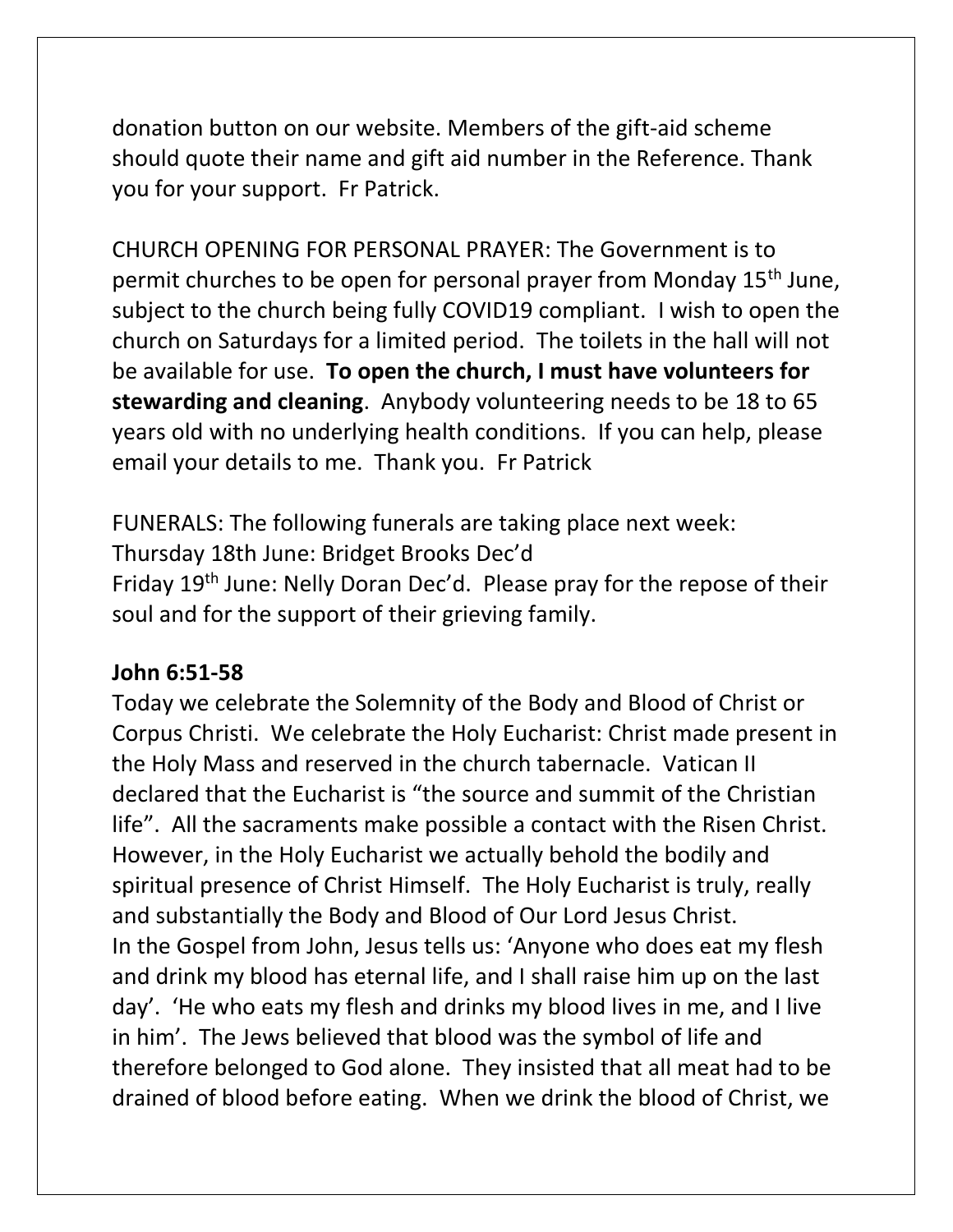donation button on our website. Members of the gift-aid scheme should quote their name and gift aid number in the Reference. Thank you for your support. Fr Patrick.

CHURCH OPENING FOR PERSONAL PRAYER: The Government is to permit churches to be open for personal prayer from Monday 15th June, subject to the church being fully COVID19 compliant. I wish to open the church on Saturdays for a limited period. The toilets in the hall will not be available for use. **To open the church, I must have volunteers for stewarding and cleaning**. Anybody volunteering needs to be 18 to 65 years old with no underlying health conditions. If you can help, please email your details to me. Thank you. Fr Patrick

FUNERALS: The following funerals are taking place next week:
Thursday 18th June: Bridget Brooks Dec'd
Friday 19th June: Nelly Doran Dec'd. Please pray for the repose of their soul and for the support of their grieving family.

**John 6:51-58**

Today we celebrate the Solemnity of the Body and Blood of Christ or Corpus Christi. We celebrate the Holy Eucharist: Christ made present in the Holy Mass and reserved in the church tabernacle. Vatican II declared that the Eucharist is "the source and summit of the Christian life". All the sacraments make possible a contact with the Risen Christ. However, in the Holy Eucharist we actually behold the bodily and spiritual presence of Christ Himself. The Holy Eucharist is truly, really and substantially the Body and Blood of Our Lord Jesus Christ.
In the Gospel from John, Jesus tells us: 'Anyone who does eat my flesh and drink my blood has eternal life, and I shall raise him up on the last day'. 'He who eats my flesh and drinks my blood lives in me, and I live in him'. The Jews believed that blood was the symbol of life and therefore belonged to God alone. They insisted that all meat had to be drained of blood before eating. When we drink the blood of Christ, we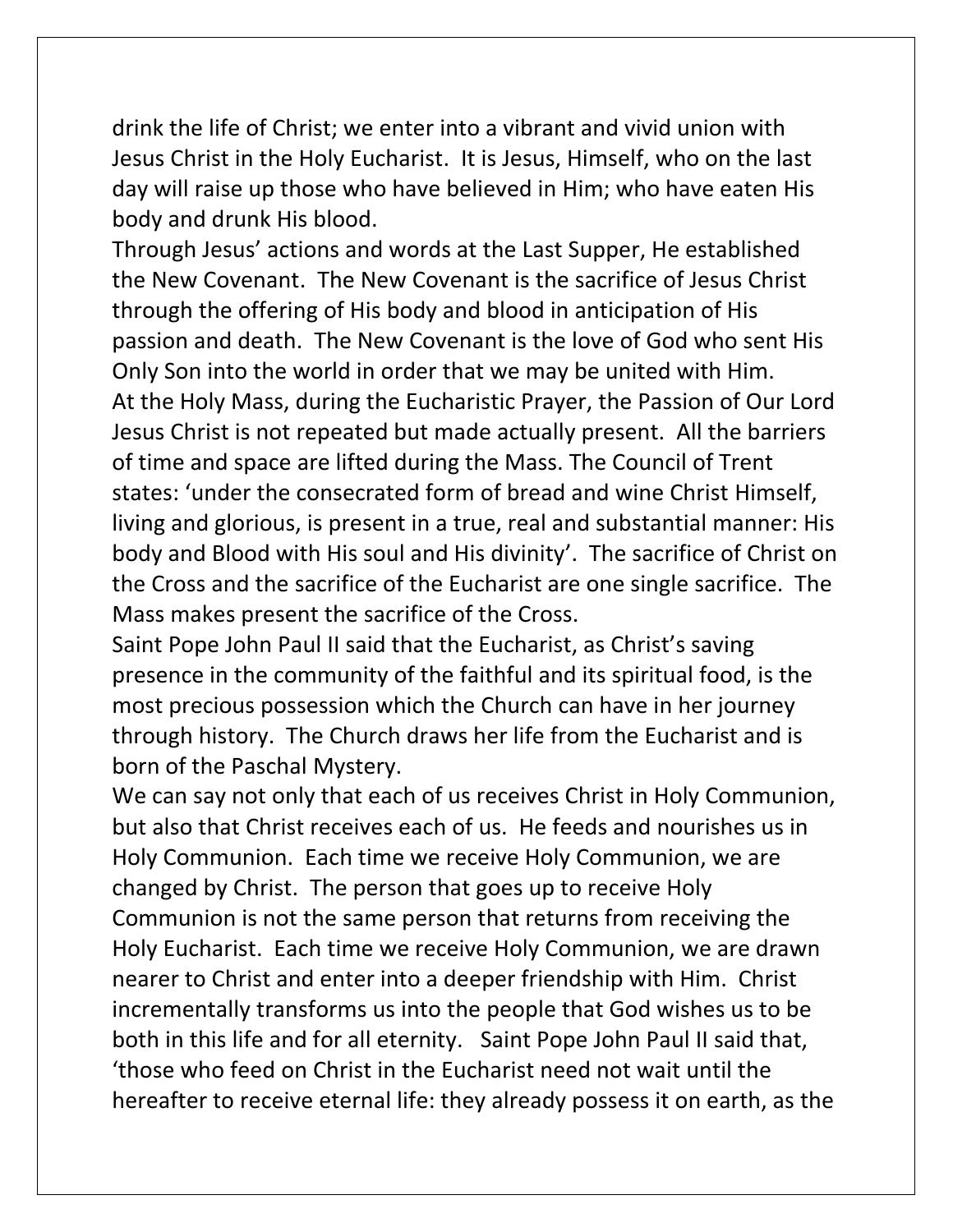drink the life of Christ; we enter into a vibrant and vivid union with Jesus Christ in the Holy Eucharist. It is Jesus, Himself, who on the last day will raise up those who have believed in Him; who have eaten His body and drunk His blood.

Through Jesus' actions and words at the Last Supper, He established the New Covenant. The New Covenant is the sacrifice of Jesus Christ through the offering of His body and blood in anticipation of His passion and death. The New Covenant is the love of God who sent His Only Son into the world in order that we may be united with Him.

At the Holy Mass, during the Eucharistic Prayer, the Passion of Our Lord Jesus Christ is not repeated but made actually present. All the barriers of time and space are lifted during the Mass. The Council of Trent states: 'under the consecrated form of bread and wine Christ Himself, living and glorious, is present in a true, real and substantial manner: His body and Blood with His soul and His divinity'. The sacrifice of Christ on the Cross and the sacrifice of the Eucharist are one single sacrifice. The Mass makes present the sacrifice of the Cross.

Saint Pope John Paul II said that the Eucharist, as Christ's saving presence in the community of the faithful and its spiritual food, is the most precious possession which the Church can have in her journey through history. The Church draws her life from the Eucharist and is born of the Paschal Mystery.

We can say not only that each of us receives Christ in Holy Communion, but also that Christ receives each of us. He feeds and nourishes us in Holy Communion. Each time we receive Holy Communion, we are changed by Christ. The person that goes up to receive Holy Communion is not the same person that returns from receiving the Holy Eucharist. Each time we receive Holy Communion, we are drawn nearer to Christ and enter into a deeper friendship with Him. Christ incrementally transforms us into the people that God wishes us to be both in this life and for all eternity. Saint Pope John Paul II said that, 'those who feed on Christ in the Eucharist need not wait until the hereafter to receive eternal life: they already possess it on earth, as the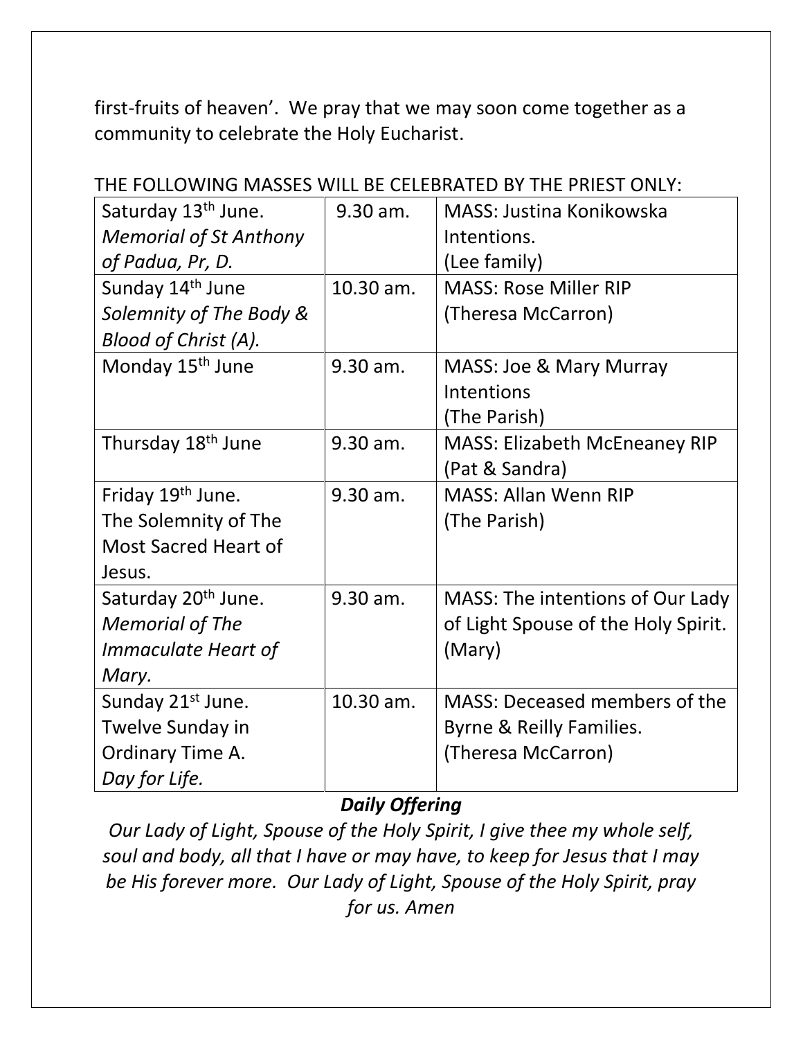first-fruits of heaven'. We pray that we may soon come together as a community to celebrate the Holy Eucharist.

THE FOLLOWING MASSES WILL BE CELEBRATED BY THE PRIEST ONLY:

| | | |
|---|---|---|
| Saturday 13th June. *Memorial of St Anthony of Padua, Pr, D.* | 9.30 am. | MASS: Justina Konikowska Intentions. (Lee family) |
| Sunday 14th June *Solemnity of The Body & Blood of Christ (A).* | 10.30 am. | MASS: Rose Miller RIP (Theresa McCarron) |
| Monday 15th June | 9.30 am. | MASS: Joe & Mary Murray Intentions (The Parish) |
| Thursday 18th June | 9.30 am. | MASS: Elizabeth McEneaney RIP (Pat & Sandra) |
| Friday 19th June. The Solemnity of The Most Sacred Heart of Jesus. | 9.30 am. | MASS: Allan Wenn RIP (The Parish) |
| Saturday 20th June. *Memorial of The Immaculate Heart of Mary.* | 9.30 am. | MASS: The intentions of Our Lady of Light Spouse of the Holy Spirit. (Mary) |
| Sunday 21st June. Twelve Sunday in Ordinary Time A. *Day for Life.* | 10.30 am. | MASS: Deceased members of the Byrne & Reilly Families. (Theresa McCarron) |

***Daily Offering***

*Our Lady of Light, Spouse of the Holy Spirit, I give thee my whole self, soul and body, all that I have or may have, to keep for Jesus that I may be His forever more. Our Lady of Light, Spouse of the Holy Spirit, pray for us. Amen*